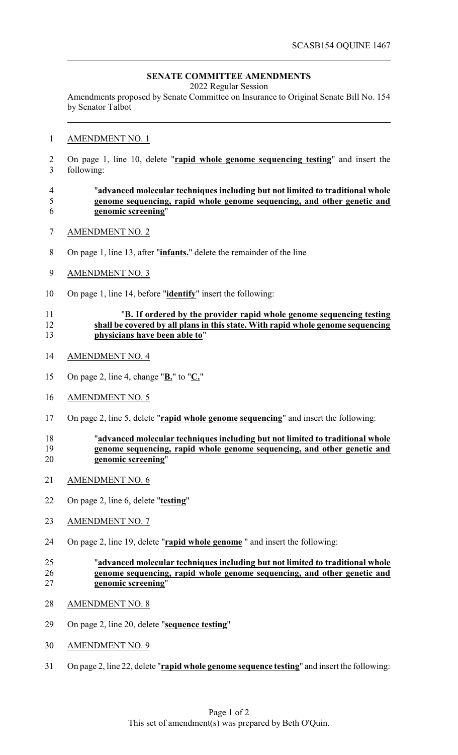SCASB154 OQUINE 1467

## SENATE COMMITTEE AMENDMENTS

2022 Regular Session

Amendments proposed by Senate Committee on Insurance to Original Senate Bill No. 154 by Senator Talbot

AMENDMENT NO. 1

On page 1, line 10, delete "**rapid whole genome sequencing testing**" and insert the following:

"**advanced molecular techniques including but not limited to traditional whole genome sequencing, rapid whole genome sequencing, and other genetic and genomic screening**"

AMENDMENT NO. 2

On page 1, line 13, after "**infants.**" delete the remainder of the line

AMENDMENT NO. 3

On page 1, line 14, before "**identify**" insert the following:

"**B. If ordered by the provider rapid whole genome sequencing testing shall be covered by all plans in this state. With rapid whole genome sequencing physicians have been able to**"

AMENDMENT NO. 4

On page 2, line 4, change "**B.**" to "**C.**"

AMENDMENT NO. 5

On page 2, line 5, delete "**rapid whole genome sequencing**" and insert the following:

"**advanced molecular techniques including but not limited to traditional whole genome sequencing, rapid whole genome sequencing, and other genetic and genomic screening**"

AMENDMENT NO. 6

On page 2, line 6, delete "**testing**"

AMENDMENT NO. 7

On page 2, line 19, delete "**rapid whole genome** " and insert the following:

"**advanced molecular techniques including but not limited to traditional whole genome sequencing, rapid whole genome sequencing, and other genetic and genomic screening**"

AMENDMENT NO. 8

On page 2, line 20, delete "**sequence testing**"

AMENDMENT NO. 9

On page 2, line 22, delete "**rapid whole genome sequence testing**" and insert the following:

This set of amendment(s) was prepared by Beth O'Quin.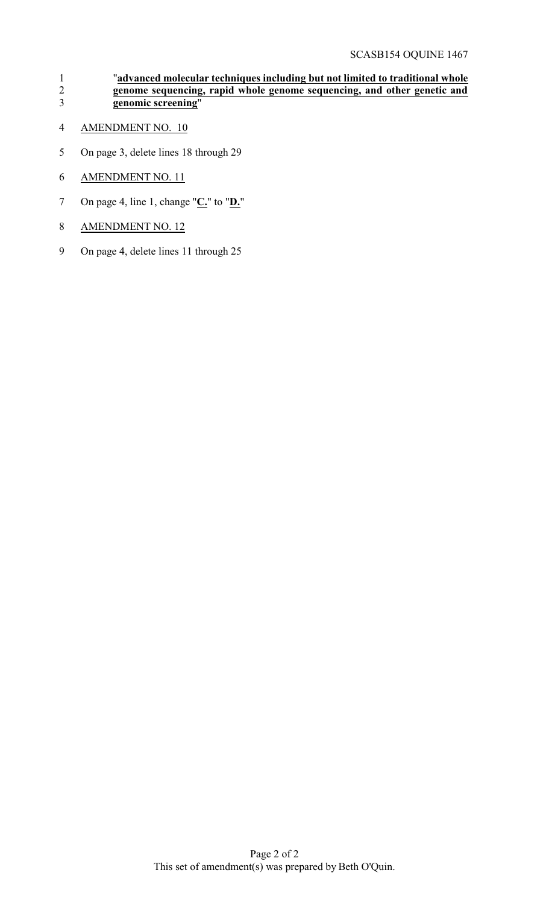"**advanced molecular techniques including but not limited to traditional whole genome sequencing, rapid whole genome sequencing, and other genetic and genomic screening**"

AMENDMENT NO. 10

On page 3, delete lines 18 through 29

AMENDMENT NO. 11

On page 4, line 1, change "**C.**" to "**D.**"

AMENDMENT NO. 12

On page 4, delete lines 11 through 25

This set of amendment(s) was prepared by Beth O'Quin.